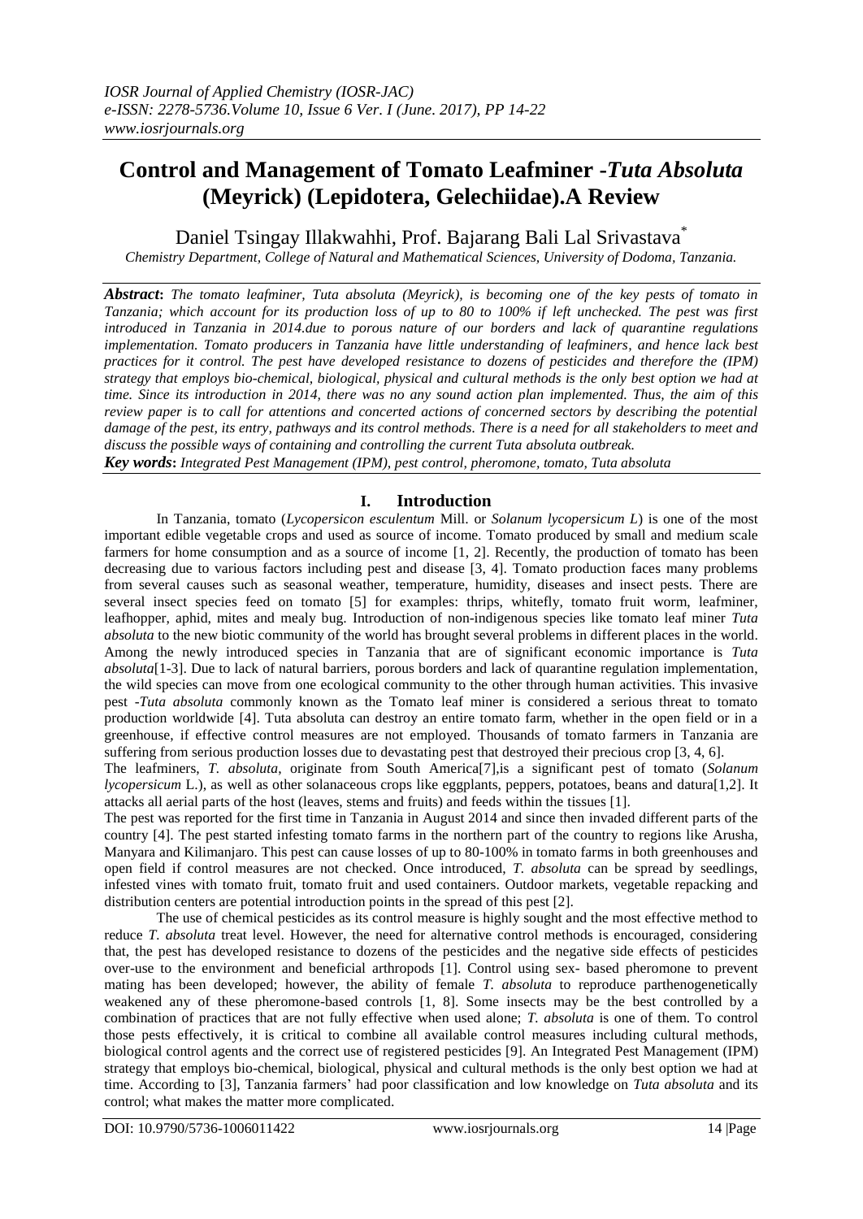# Control and Management of Tomato Leafminer -*Tuta Absoluta* (Meyrick) (Lepidotera, Gelechiidae).A Review

Daniel Tsingay Illakwahhi, Prof. Bajarang Bali Lal Srivastava*

*Chemistry Department, College of Natural and Mathematical Sciences, University of Dodoma, Tanzania.*

***Abstract*:** *The tomato leafminer, Tuta absoluta (Meyrick), is becoming one of the key pests of tomato in Tanzania; which account for its production loss of up to 80 to 100% if left unchecked. The pest was first introduced in Tanzania in 2014.due to porous nature of our borders and lack of quarantine regulations implementation. Tomato producers in Tanzania have little understanding of leafminers, and hence lack best practices for it control. The pest have developed resistance to dozens of pesticides and therefore the (IPM) strategy that employs bio-chemical, biological, physical and cultural methods is the only best option we had at time. Since its introduction in 2014, there was no any sound action plan implemented. Thus, the aim of this review paper is to call for attentions and concerted actions of concerned sectors by describing the potential damage of the pest, its entry, pathways and its control methods. There is a need for all stakeholders to meet and discuss the possible ways of containing and controlling the current Tuta absoluta outbreak.*

***Key words*:** *Integrated Pest Management (IPM), pest control, pheromone, tomato, Tuta absoluta*

## I. Introduction

In Tanzania, tomato (*Lycopersicon esculentum* Mill. or *Solanum lycopersicum L*) is one of the most important edible vegetable crops and used as source of income. Tomato produced by small and medium scale farmers for home consumption and as a source of income [1, 2]. Recently, the production of tomato has been decreasing due to various factors including pest and disease [3, 4]. Tomato production faces many problems from several causes such as seasonal weather, temperature, humidity, diseases and insect pests. There are several insect species feed on tomato [5] for examples: thrips, whitefly, tomato fruit worm, leafminer, leafhopper, aphid, mites and mealy bug. Introduction of non-indigenous species like tomato leaf miner *Tuta absoluta* to the new biotic community of the world has brought several problems in different places in the world. Among the newly introduced species in Tanzania that are of significant economic importance is *Tuta absoluta*[1-3]. Due to lack of natural barriers, porous borders and lack of quarantine regulation implementation, the wild species can move from one ecological community to the other through human activities. This invasive pest -*Tuta absoluta* commonly known as the Tomato leaf miner is considered a serious threat to tomato production worldwide [4]. Tuta absoluta can destroy an entire tomato farm, whether in the open field or in a greenhouse, if effective control measures are not employed. Thousands of tomato farmers in Tanzania are suffering from serious production losses due to devastating pest that destroyed their precious crop [3, 4, 6].

The leafminers, *T. absoluta,* originate from South America[7],is a significant pest of tomato (*Solanum lycopersicum* L.), as well as other solanaceous crops like eggplants, peppers, potatoes, beans and datura[1,2]. It attacks all aerial parts of the host (leaves, stems and fruits) and feeds within the tissues [1].

The pest was reported for the first time in Tanzania in August 2014 and since then invaded different parts of the country [4]. The pest started infesting tomato farms in the northern part of the country to regions like Arusha, Manyara and Kilimanjaro. This pest can cause losses of up to 80-100% in tomato farms in both greenhouses and open field if control measures are not checked. Once introduced, *T. absoluta* can be spread by seedlings, infested vines with tomato fruit, tomato fruit and used containers. Outdoor markets, vegetable repacking and distribution centers are potential introduction points in the spread of this pest [2].

The use of chemical pesticides as its control measure is highly sought and the most effective method to reduce *T. absoluta* treat level. However, the need for alternative control methods is encouraged, considering that, the pest has developed resistance to dozens of the pesticides and the negative side effects of pesticides over-use to the environment and beneficial arthropods [1]. Control using sex- based pheromone to prevent mating has been developed; however, the ability of female *T. absoluta* to reproduce parthenogenetically weakened any of these pheromone-based controls [1, 8]. Some insects may be the best controlled by a combination of practices that are not fully effective when used alone; *T. absoluta* is one of them. To control those pests effectively, it is critical to combine all available control measures including cultural methods, biological control agents and the correct use of registered pesticides [9]. An Integrated Pest Management (IPM) strategy that employs bio-chemical, biological, physical and cultural methods is the only best option we had at time. According to [3], Tanzania farmers' had poor classification and low knowledge on *Tuta absoluta* and its control; what makes the matter more complicated.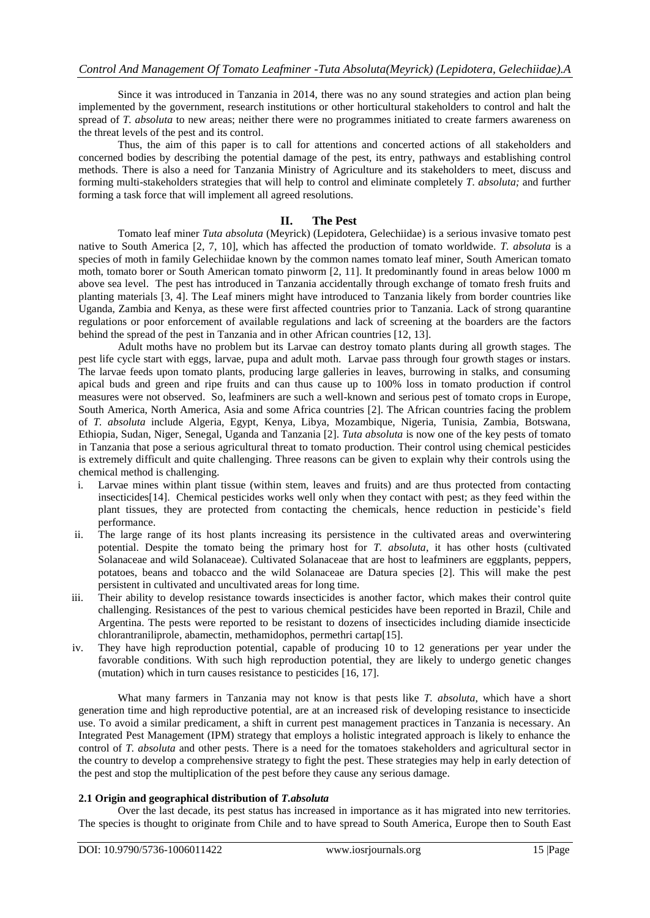Since it was introduced in Tanzania in 2014, there was no any sound strategies and action plan being implemented by the government, research institutions or other horticultural stakeholders to control and halt the spread of *T. absoluta* to new areas; neither there were no programmes initiated to create farmers awareness on the threat levels of the pest and its control.

Thus, the aim of this paper is to call for attentions and concerted actions of all stakeholders and concerned bodies by describing the potential damage of the pest, its entry, pathways and establishing control methods. There is also a need for Tanzania Ministry of Agriculture and its stakeholders to meet, discuss and forming multi-stakeholders strategies that will help to control and eliminate completely *T. absoluta;* and further forming a task force that will implement all agreed resolutions.

## II. The Pest

Tomato leaf miner *Tuta absoluta* (Meyrick) (Lepidotera, Gelechiidae) is a serious invasive tomato pest native to South America [2, 7, 10], which has affected the production of tomato worldwide. *T. absoluta* is a species of moth in family Gelechiidae known by the common names tomato leaf miner, South American tomato moth, tomato borer or South American tomato pinworm [2, 11]. It predominantly found in areas below 1000 m above sea level. The pest has introduced in Tanzania accidentally through exchange of tomato fresh fruits and planting materials [3, 4]. The Leaf miners might have introduced to Tanzania likely from border countries like Uganda, Zambia and Kenya, as these were first affected countries prior to Tanzania. Lack of strong quarantine regulations or poor enforcement of available regulations and lack of screening at the boarders are the factors behind the spread of the pest in Tanzania and in other African countries [12, 13].

Adult moths have no problem but its Larvae can destroy tomato plants during all growth stages. The pest life cycle start with eggs, larvae, pupa and adult moth. Larvae pass through four growth stages or instars. The larvae feeds upon tomato plants, producing large galleries in leaves, burrowing in stalks, and consuming apical buds and green and ripe fruits and can thus cause up to 100% loss in tomato production if control measures were not observed. So, leafminers are such a well-known and serious pest of tomato crops in Europe, South America, North America, Asia and some Africa countries [2]. The African countries facing the problem of *T. absoluta* include Algeria, Egypt, Kenya, Libya, Mozambique, Nigeria, Tunisia, Zambia, Botswana, Ethiopia, Sudan, Niger, Senegal, Uganda and Tanzania [2]. *Tuta absoluta* is now one of the key pests of tomato in Tanzania that pose a serious agricultural threat to tomato production. Their control using chemical pesticides is extremely difficult and quite challenging. Three reasons can be given to explain why their controls using the chemical method is challenging.

i. Larvae mines within plant tissue (within stem, leaves and fruits) and are thus protected from contacting insecticides[14]. Chemical pesticides works well only when they contact with pest; as they feed within the plant tissues, they are protected from contacting the chemicals, hence reduction in pesticide's field performance.
ii. The large range of its host plants increasing its persistence in the cultivated areas and overwintering potential. Despite the tomato being the primary host for *T. absoluta*, it has other hosts (cultivated Solanaceae and wild Solanaceae). Cultivated Solanaceae that are host to leafminers are eggplants, peppers, potatoes, beans and tobacco and the wild Solanaceae are Datura species [2]. This will make the pest persistent in cultivated and uncultivated areas for long time.
iii. Their ability to develop resistance towards insecticides is another factor, which makes their control quite challenging. Resistances of the pest to various chemical pesticides have been reported in Brazil, Chile and Argentina. The pests were reported to be resistant to dozens of insecticides including diamide insecticide chlorantraniliprole, abamectin, methamidophos, permethri cartap[15].
iv. They have high reproduction potential, capable of producing 10 to 12 generations per year under the favorable conditions. With such high reproduction potential, they are likely to undergo genetic changes (mutation) which in turn causes resistance to pesticides [16, 17].

What many farmers in Tanzania may not know is that pests like *T. absoluta*, which have a short generation time and high reproductive potential, are at an increased risk of developing resistance to insecticide use. To avoid a similar predicament, a shift in current pest management practices in Tanzania is necessary. An Integrated Pest Management (IPM) strategy that employs a holistic integrated approach is likely to enhance the control of *T. absoluta* and other pests. There is a need for the tomatoes stakeholders and agricultural sector in the country to develop a comprehensive strategy to fight the pest. These strategies may help in early detection of the pest and stop the multiplication of the pest before they cause any serious damage.

### 2.1 Origin and geographical distribution of *T.absoluta*

Over the last decade, its pest status has increased in importance as it has migrated into new territories. The species is thought to originate from Chile and to have spread to South America, Europe then to South East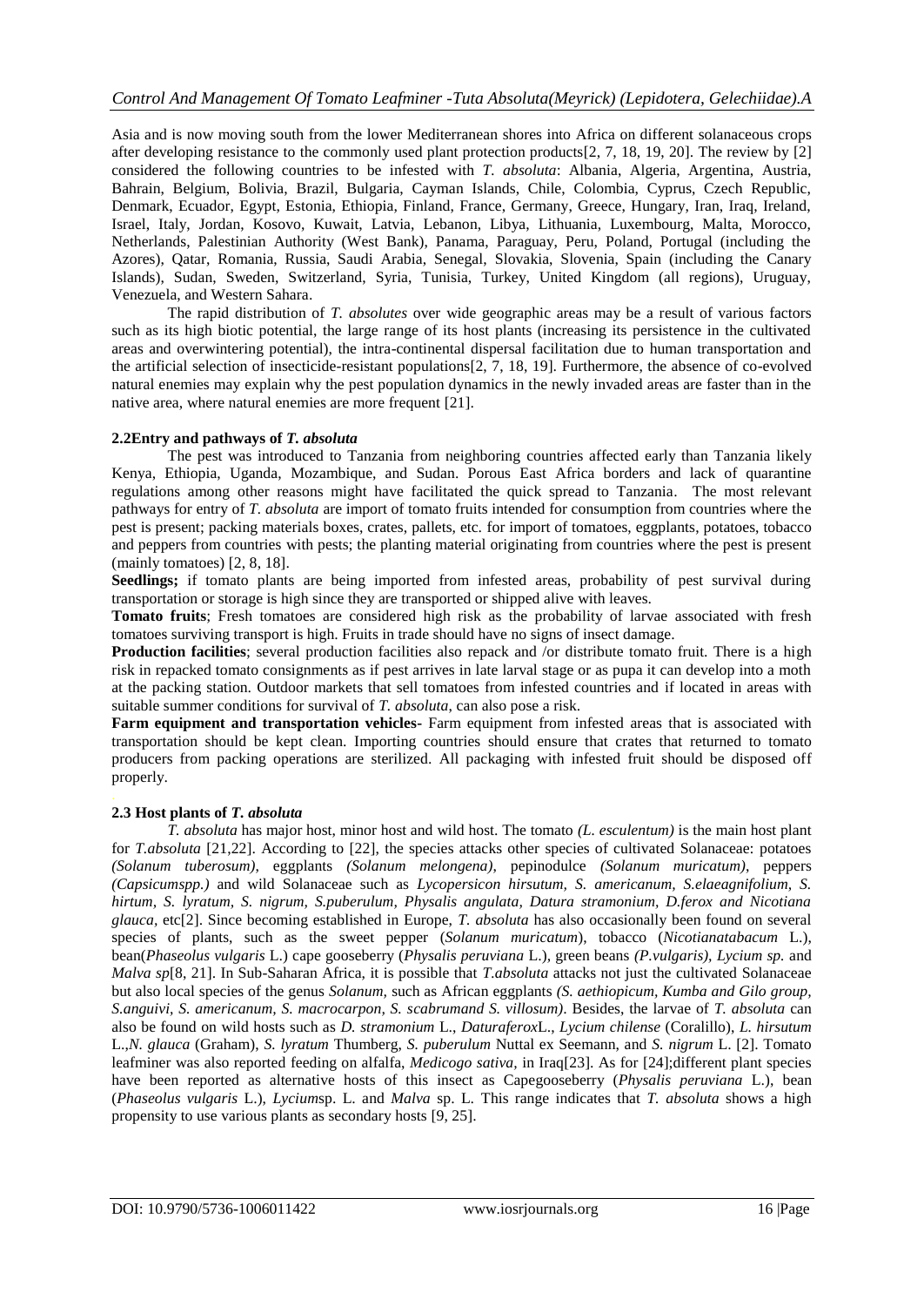Asia and is now moving south from the lower Mediterranean shores into Africa on different solanaceous crops after developing resistance to the commonly used plant protection products[2, 7, 18, 19, 20]. The review by [2] considered the following countries to be infested with *T. absoluta*: Albania, Algeria, Argentina, Austria, Bahrain, Belgium, Bolivia, Brazil, Bulgaria, Cayman Islands, Chile, Colombia, Cyprus, Czech Republic, Denmark, Ecuador, Egypt, Estonia, Ethiopia, Finland, France, Germany, Greece, Hungary, Iran, Iraq, Ireland, Israel, Italy, Jordan, Kosovo, Kuwait, Latvia, Lebanon, Libya, Lithuania, Luxembourg, Malta, Morocco, Netherlands, Palestinian Authority (West Bank), Panama, Paraguay, Peru, Poland, Portugal (including the Azores), Qatar, Romania, Russia, Saudi Arabia, Senegal, Slovakia, Slovenia, Spain (including the Canary Islands), Sudan, Sweden, Switzerland, Syria, Tunisia, Turkey, United Kingdom (all regions), Uruguay, Venezuela, and Western Sahara.

The rapid distribution of *T. absolutes* over wide geographic areas may be a result of various factors such as its high biotic potential, the large range of its host plants (increasing its persistence in the cultivated areas and overwintering potential), the intra-continental dispersal facilitation due to human transportation and the artificial selection of insecticide-resistant populations[2, 7, 18, 19]. Furthermore, the absence of co-evolved natural enemies may explain why the pest population dynamics in the newly invaded areas are faster than in the native area, where natural enemies are more frequent [21].

### 2.2Entry and pathways of *T. absoluta*

The pest was introduced to Tanzania from neighboring countries affected early than Tanzania likely Kenya, Ethiopia, Uganda, Mozambique, and Sudan. Porous East Africa borders and lack of quarantine regulations among other reasons might have facilitated the quick spread to Tanzania. The most relevant pathways for entry of *T. absoluta* are import of tomato fruits intended for consumption from countries where the pest is present; packing materials boxes, crates, pallets, etc. for import of tomatoes, eggplants, potatoes, tobacco and peppers from countries with pests; the planting material originating from countries where the pest is present (mainly tomatoes) [2, 8, 18].

**Seedlings;** if tomato plants are being imported from infested areas, probability of pest survival during transportation or storage is high since they are transported or shipped alive with leaves.

**Tomato fruits**; Fresh tomatoes are considered high risk as the probability of larvae associated with fresh tomatoes surviving transport is high. Fruits in trade should have no signs of insect damage.

**Production facilities**; several production facilities also repack and /or distribute tomato fruit. There is a high risk in repacked tomato consignments as if pest arrives in late larval stage or as pupa it can develop into a moth at the packing station. Outdoor markets that sell tomatoes from infested countries and if located in areas with suitable summer conditions for survival of *T. absoluta*, can also pose a risk.

**Farm equipment and transportation vehicles-** Farm equipment from infested areas that is associated with transportation should be kept clean. Importing countries should ensure that crates that returned to tomato producers from packing operations are sterilized. All packaging with infested fruit should be disposed off properly.

### 2.3 Host plants of *T. absoluta*

*T. absoluta* has major host, minor host and wild host. The tomato *(L. esculentum)* is the main host plant for *T.absoluta* [21,22]. According to [22], the species attacks other species of cultivated Solanaceae: potatoes *(Solanum tuberosum)*, eggplants *(Solanum melongena)*, pepinodulce *(Solanum muricatum)*, peppers *(Capsicumspp.)* and wild Solanaceae such as *Lycopersicon hirsutum, S. americanum, S.elaeagnifolium, S. hirtum, S. lyratum, S. nigrum, S.puberulum, Physalis angulata, Datura stramonium, D.ferox and Nicotiana glauca*, etc[2]. Since becoming established in Europe, *T. absoluta* has also occasionally been found on several species of plants, such as the sweet pepper (*Solanum muricatum*), tobacco (*Nicotianatabacum* L.), bean(*Phaseolus vulgaris* L.) cape gooseberry (*Physalis peruviana* L.), green beans *(P.vulgaris), Lycium sp.* and *Malva sp*[8, 21]. In Sub-Saharan Africa, it is possible that *T.absoluta* attacks not just the cultivated Solanaceae but also local species of the genus *Solanum,* such as African eggplants *(S. aethiopicum, Kumba and Gilo group, S.anguivi, S. americanum, S. macrocarpon, S. scabrumand S. villosum)*. Besides, the larvae of *T. absoluta* can also be found on wild hosts such as *D. stramonium* L., *Daturaferox*L., *Lycium chilense* (Coralillo), *L. hirsutum* L.,*N. glauca* (Graham), *S. lyratum* Thumberg, *S. puberulum* Nuttal ex Seemann, and *S. nigrum* L. [2]. Tomato leafminer was also reported feeding on alfalfa, *Medicogo sativa,* in Iraq[23]. As for [24];different plant species have been reported as alternative hosts of this insect as Capegooseberry (*Physalis peruviana* L.), bean (*Phaseolus vulgaris* L.), *Lycium*sp. L. and *Malva* sp. L. This range indicates that *T. absoluta* shows a high propensity to use various plants as secondary hosts [9, 25].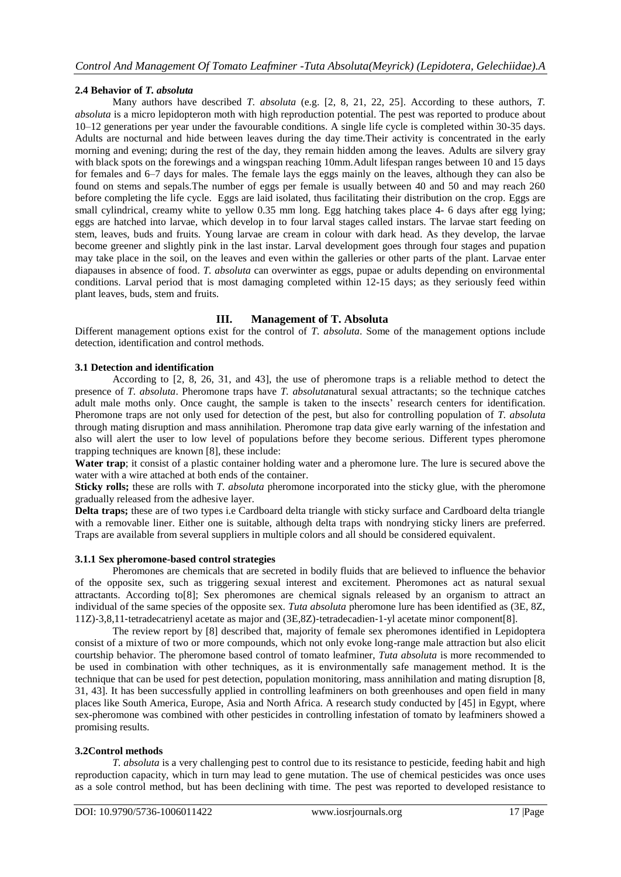### 2.4 Behavior of *T. absoluta*

Many authors have described *T. absoluta* (e.g. [2, 8, 21, 22, 25]. According to these authors, *T. absoluta* is a micro lepidopteron moth with high reproduction potential. The pest was reported to produce about 10–12 generations per year under the favourable conditions. A single life cycle is completed within 30-35 days. Adults are nocturnal and hide between leaves during the day time.Their activity is concentrated in the early morning and evening; during the rest of the day, they remain hidden among the leaves. Adults are silvery gray with black spots on the forewings and a wingspan reaching 10mm.Adult lifespan ranges between 10 and 15 days for females and 6–7 days for males. The female lays the eggs mainly on the leaves, although they can also be found on stems and sepals.The number of eggs per female is usually between 40 and 50 and may reach 260 before completing the life cycle. Eggs are laid isolated, thus facilitating their distribution on the crop. Eggs are small cylindrical, creamy white to yellow 0.35 mm long. Egg hatching takes place 4- 6 days after egg lying; eggs are hatched into larvae, which develop in to four larval stages called instars. The larvae start feeding on stem, leaves, buds and fruits. Young larvae are cream in colour with dark head. As they develop, the larvae become greener and slightly pink in the last instar. Larval development goes through four stages and pupation may take place in the soil, on the leaves and even within the galleries or other parts of the plant. Larvae enter diapauses in absence of food. *T. absoluta* can overwinter as eggs, pupae or adults depending on environmental conditions. Larval period that is most damaging completed within 12-15 days; as they seriously feed within plant leaves, buds, stem and fruits.

## III. Management of T. Absoluta

Different management options exist for the control of *T. absoluta*. Some of the management options include detection, identification and control methods.

### 3.1 Detection and identification

According to [2, 8, 26, 31, and 43], the use of pheromone traps is a reliable method to detect the presence of *T. absoluta*. Pheromone traps have *T. absoluta*natural sexual attractants; so the technique catches adult male moths only. Once caught, the sample is taken to the insects' research centers for identification. Pheromone traps are not only used for detection of the pest, but also for controlling population of *T. absoluta* through mating disruption and mass annihilation. Pheromone trap data give early warning of the infestation and also will alert the user to low level of populations before they become serious. Different types pheromone trapping techniques are known [8], these include:

**Water trap**; it consist of a plastic container holding water and a pheromone lure. The lure is secured above the water with a wire attached at both ends of the container.

**Sticky rolls;** these are rolls with *T. absoluta* pheromone incorporated into the sticky glue, with the pheromone gradually released from the adhesive layer.

**Delta traps;** these are of two types i.e Cardboard delta triangle with sticky surface and Cardboard delta triangle with a removable liner. Either one is suitable, although delta traps with nondrying sticky liners are preferred. Traps are available from several suppliers in multiple colors and all should be considered equivalent.

#### 3.1.1 Sex pheromone-based control strategies

Pheromones are chemicals that are secreted in bodily fluids that are believed to influence the behavior of the opposite sex, such as triggering sexual interest and excitement. Pheromones act as natural sexual attractants. According to[8]; Sex pheromones are chemical signals released by an organism to attract an individual of the same species of the opposite sex. *Tuta absoluta* pheromone lure has been identified as (3E, 8Z, 11Z)-3,8,11-tetradecatrienyl acetate as major and (3E,8Z)-tetradecadien-1-yl acetate minor component[8].

The review report by [8] described that, majority of female sex pheromones identified in Lepidoptera consist of a mixture of two or more compounds, which not only evoke long-range male attraction but also elicit courtship behavior. The pheromone based control of tomato leafminer, *Tuta absoluta* is more recommended to be used in combination with other techniques, as it is environmentally safe management method. It is the technique that can be used for pest detection, population monitoring, mass annihilation and mating disruption [8, 31, 43]. It has been successfully applied in controlling leafminers on both greenhouses and open field in many places like South America, Europe, Asia and North Africa. A research study conducted by [45] in Egypt, where sex-pheromone was combined with other pesticides in controlling infestation of tomato by leafminers showed a promising results.

### 3.2Control methods

*T. absoluta* is a very challenging pest to control due to its resistance to pesticide, feeding habit and high reproduction capacity, which in turn may lead to gene mutation. The use of chemical pesticides was once uses as a sole control method, but has been declining with time. The pest was reported to developed resistance to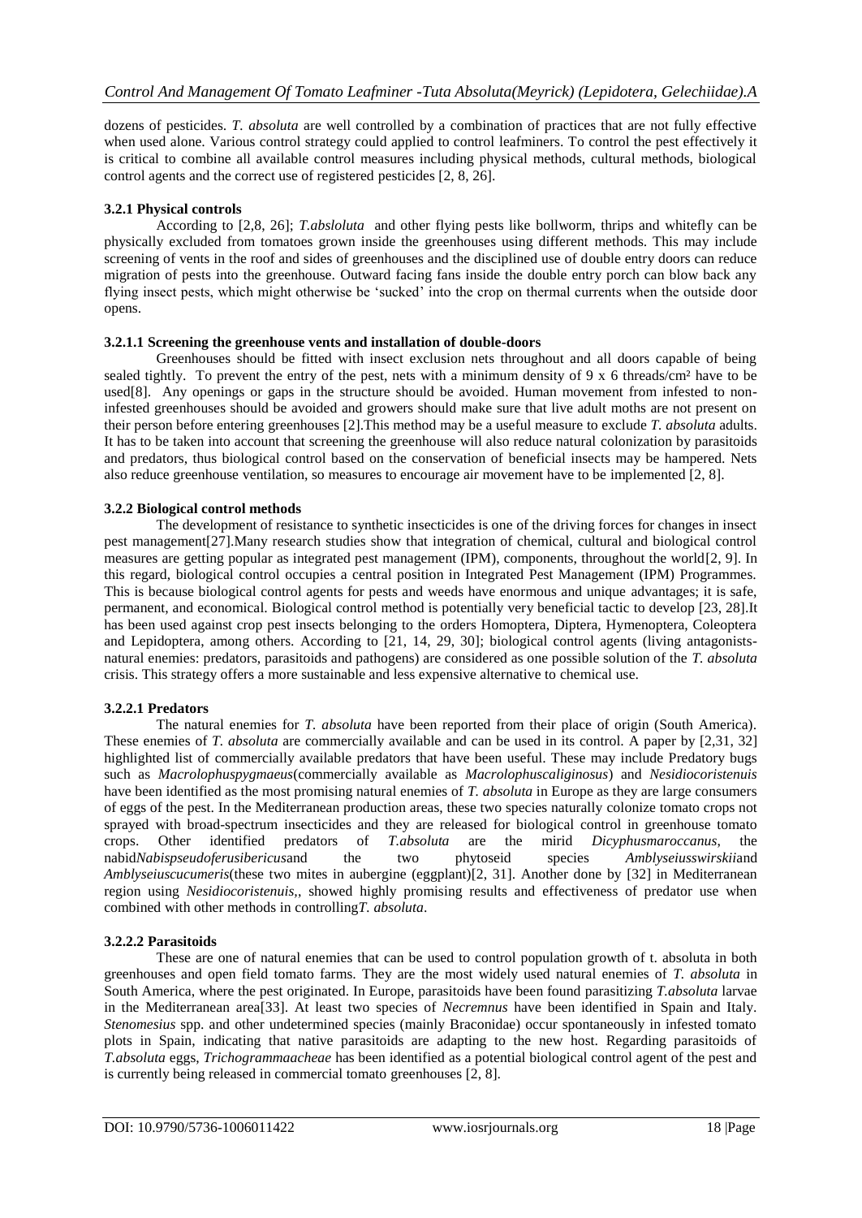dozens of pesticides. *T. absoluta* are well controlled by a combination of practices that are not fully effective when used alone. Various control strategy could applied to control leafminers. To control the pest effectively it is critical to combine all available control measures including physical methods, cultural methods, biological control agents and the correct use of registered pesticides [2, 8, 26].

### 3.2.1 Physical controls

According to [2,8, 26]; *T.absloluta* and other flying pests like bollworm, thrips and whitefly can be physically excluded from tomatoes grown inside the greenhouses using different methods. This may include screening of vents in the roof and sides of greenhouses and the disciplined use of double entry doors can reduce migration of pests into the greenhouse. Outward facing fans inside the double entry porch can blow back any flying insect pests, which might otherwise be 'sucked' into the crop on thermal currents when the outside door opens.

#### 3.2.1.1 Screening the greenhouse vents and installation of double-doors

Greenhouses should be fitted with insect exclusion nets throughout and all doors capable of being sealed tightly. To prevent the entry of the pest, nets with a minimum density of 9 x 6 threads/cm² have to be used[8]. Any openings or gaps in the structure should be avoided. Human movement from infested to non-infested greenhouses should be avoided and growers should make sure that live adult moths are not present on their person before entering greenhouses [2].This method may be a useful measure to exclude *T. absoluta* adults. It has to be taken into account that screening the greenhouse will also reduce natural colonization by parasitoids and predators, thus biological control based on the conservation of beneficial insects may be hampered. Nets also reduce greenhouse ventilation, so measures to encourage air movement have to be implemented [2, 8].

### 3.2.2 Biological control methods

The development of resistance to synthetic insecticides is one of the driving forces for changes in insect pest management[27].Many research studies show that integration of chemical, cultural and biological control measures are getting popular as integrated pest management (IPM), components, throughout the world[2, 9]. In this regard, biological control occupies a central position in Integrated Pest Management (IPM) Programmes. This is because biological control agents for pests and weeds have enormous and unique advantages; it is safe, permanent, and economical. Biological control method is potentially very beneficial tactic to develop [23, 28].It has been used against crop pest insects belonging to the orders Homoptera, Diptera, Hymenoptera, Coleoptera and Lepidoptera, among others. According to [21, 14, 29, 30]; biological control agents (living antagonists-natural enemies: predators, parasitoids and pathogens) are considered as one possible solution of the *T. absoluta* crisis. This strategy offers a more sustainable and less expensive alternative to chemical use.

#### 3.2.2.1 Predators

The natural enemies for *T. absoluta* have been reported from their place of origin (South America). These enemies of *T. absoluta* are commercially available and can be used in its control. A paper by [2,31, 32] highlighted list of commercially available predators that have been useful. These may include Predatory bugs such as *Macrolophuspygmaeus*(commercially available as *Macrolophuscaliginosus*) and *Nesidiocoristenuis* have been identified as the most promising natural enemies of *T. absoluta* in Europe as they are large consumers of eggs of the pest. In the Mediterranean production areas, these two species naturally colonize tomato crops not sprayed with broad-spectrum insecticides and they are released for biological control in greenhouse tomato crops. Other identified predators of *T.absoluta* are the mirid *Dicyphusmaroccanus*, the nabid*Nabispseudoferusibericus*and the two phytoseid species *Amblyseiusswirskii*and *Amblyseiuscucumeris*(these two mites in aubergine (eggplant)[2, 31]. Another done by [32] in Mediterranean region using *Nesidiocoristenuis*,, showed highly promising results and effectiveness of predator use when combined with other methods in controlling*T. absoluta*.

#### 3.2.2.2 Parasitoids

These are one of natural enemies that can be used to control population growth of t. absoluta in both greenhouses and open field tomato farms. They are the most widely used natural enemies of *T. absoluta* in South America, where the pest originated. In Europe, parasitoids have been found parasitizing *T.absoluta* larvae in the Mediterranean area[33]. At least two species of *Necremnus* have been identified in Spain and Italy. *Stenomesius* spp. and other undetermined species (mainly Braconidae) occur spontaneously in infested tomato plots in Spain, indicating that native parasitoids are adapting to the new host. Regarding parasitoids of *T.absoluta* eggs, *Trichogrammaacheae* has been identified as a potential biological control agent of the pest and is currently being released in commercial tomato greenhouses [2, 8].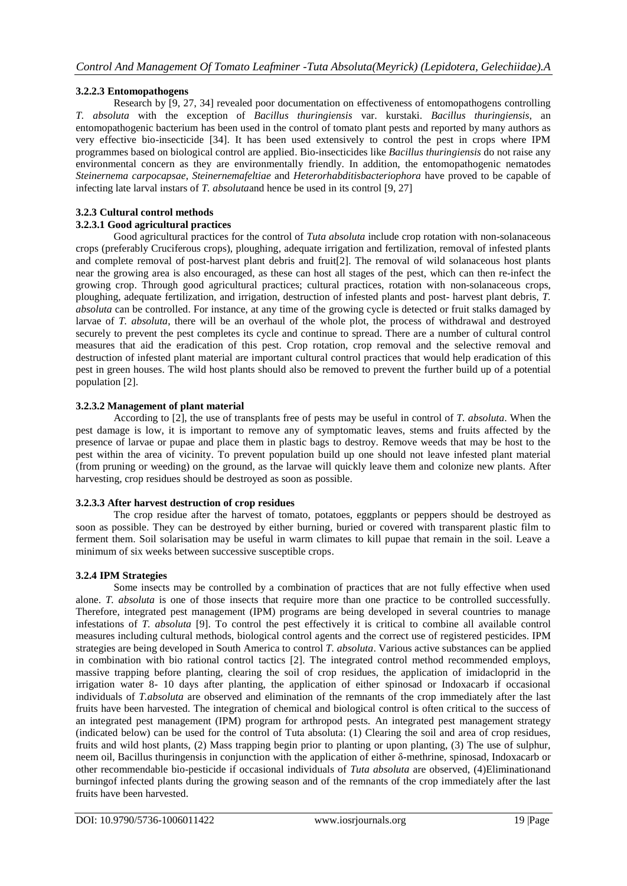#### 3.2.2.3 Entomopathogens

Research by [9, 27, 34] revealed poor documentation on effectiveness of entomopathogens controlling *T. absoluta* with the exception of *Bacillus thuringiensis* var. kurstaki. *Bacillus thuringiensis*, an entomopathogenic bacterium has been used in the control of tomato plant pests and reported by many authors as very effective bio-insecticide [34]. It has been used extensively to control the pest in crops where IPM programmes based on biological control are applied. Bio-insecticides like *Bacillus thuringiensis* do not raise any environmental concern as they are environmentally friendly. In addition, the entomopathogenic nematodes *Steinernema carpocapsae*, *Steinernemafeltiae* and *Heterorhabditisbacteriophora* have proved to be capable of infecting late larval instars of *T. absoluta*and hence be used in its control [9, 27]

### 3.2.3 Cultural control methods

#### 3.2.3.1 Good agricultural practices

Good agricultural practices for the control of *Tuta absoluta* include crop rotation with non-solanaceous crops (preferably Cruciferous crops), ploughing, adequate irrigation and fertilization, removal of infested plants and complete removal of post-harvest plant debris and fruit[2]. The removal of wild solanaceous host plants near the growing area is also encouraged, as these can host all stages of the pest, which can then re-infect the growing crop. Through good agricultural practices; cultural practices, rotation with non-solanaceous crops, ploughing, adequate fertilization, and irrigation, destruction of infested plants and post- harvest plant debris, *T. absoluta* can be controlled. For instance, at any time of the growing cycle is detected or fruit stalks damaged by larvae of *T. absoluta*, there will be an overhaul of the whole plot, the process of withdrawal and destroyed securely to prevent the pest completes its cycle and continue to spread. There are a number of cultural control measures that aid the eradication of this pest. Crop rotation, crop removal and the selective removal and destruction of infested plant material are important cultural control practices that would help eradication of this pest in green houses. The wild host plants should also be removed to prevent the further build up of a potential population [2].

#### 3.2.3.2 Management of plant material

According to [2], the use of transplants free of pests may be useful in control of *T. absoluta*. When the pest damage is low, it is important to remove any of symptomatic leaves, stems and fruits affected by the presence of larvae or pupae and place them in plastic bags to destroy. Remove weeds that may be host to the pest within the area of vicinity. To prevent population build up one should not leave infested plant material (from pruning or weeding) on the ground, as the larvae will quickly leave them and colonize new plants. After harvesting, crop residues should be destroyed as soon as possible.

#### 3.2.3.3 After harvest destruction of crop residues

The crop residue after the harvest of tomato, potatoes, eggplants or peppers should be destroyed as soon as possible. They can be destroyed by either burning, buried or covered with transparent plastic film to ferment them. Soil solarisation may be useful in warm climates to kill pupae that remain in the soil. Leave a minimum of six weeks between successive susceptible crops.

### 3.2.4 IPM Strategies

Some insects may be controlled by a combination of practices that are not fully effective when used alone. *T. absoluta* is one of those insects that require more than one practice to be controlled successfully. Therefore, integrated pest management (IPM) programs are being developed in several countries to manage infestations of *T. absoluta* [9]. To control the pest effectively it is critical to combine all available control measures including cultural methods, biological control agents and the correct use of registered pesticides. IPM strategies are being developed in South America to control *T. absoluta*. Various active substances can be applied in combination with bio rational control tactics [2]. The integrated control method recommended employs, massive trapping before planting, clearing the soil of crop residues, the application of imidacloprid in the irrigation water 8- 10 days after planting, the application of either spinosad or Indoxacarb if occasional individuals of *T.absoluta* are observed and elimination of the remnants of the crop immediately after the last fruits have been harvested. The integration of chemical and biological control is often critical to the success of an integrated pest management (IPM) program for arthropod pests. An integrated pest management strategy (indicated below) can be used for the control of Tuta absoluta: (1) Clearing the soil and area of crop residues, fruits and wild host plants, (2) Mass trapping begin prior to planting or upon planting, (3) The use of sulphur, neem oil, Bacillus thuringiensis in conjunction with the application of either δ-methrine, spinosad, Indoxacarb or other recommendable bio-pesticide if occasional individuals of *Tuta absoluta* are observed, (4)Eliminationand burningof infected plants during the growing season and of the remnants of the crop immediately after the last fruits have been harvested.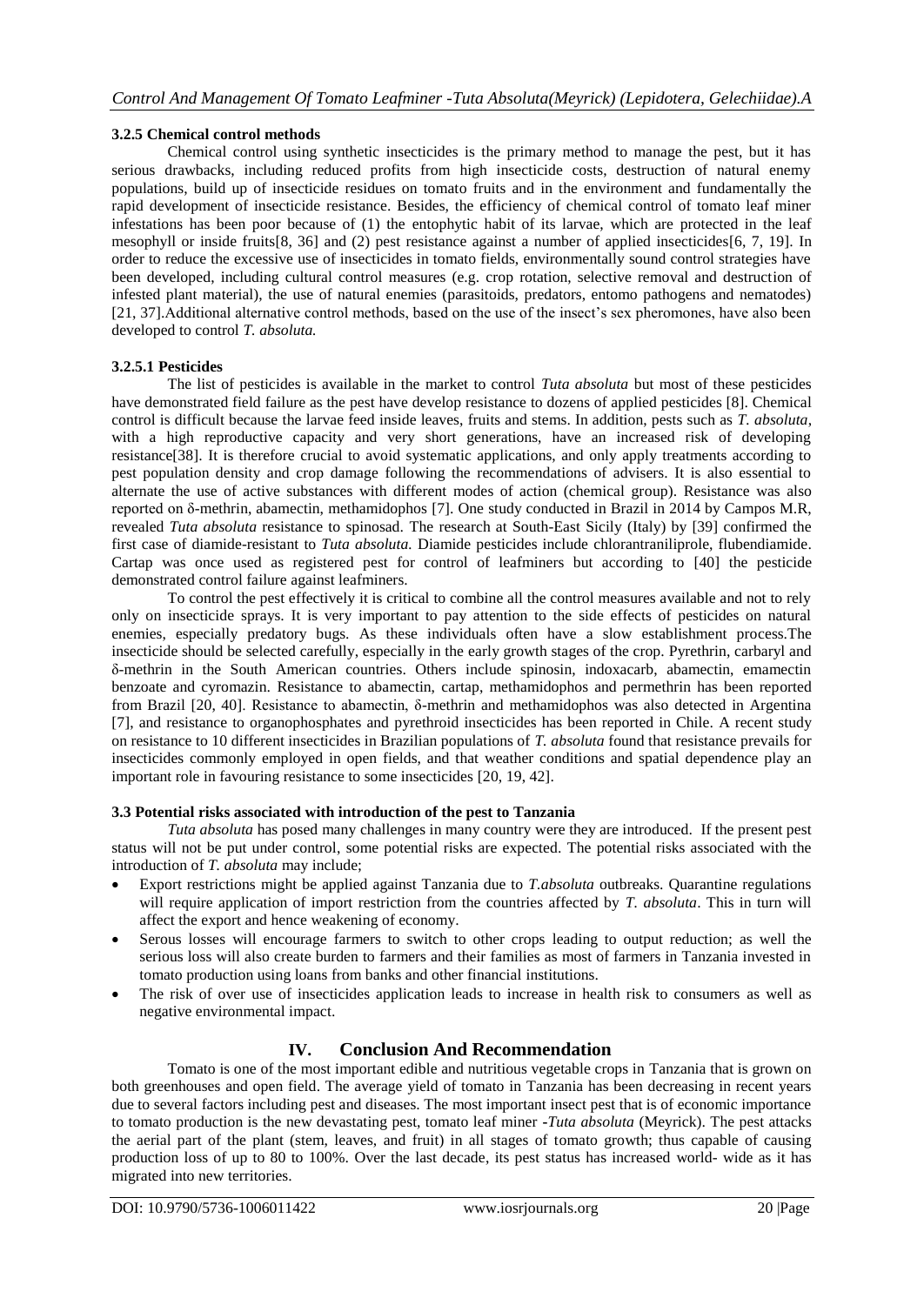### 3.2.5 Chemical control methods

Chemical control using synthetic insecticides is the primary method to manage the pest, but it has serious drawbacks, including reduced profits from high insecticide costs, destruction of natural enemy populations, build up of insecticide residues on tomato fruits and in the environment and fundamentally the rapid development of insecticide resistance. Besides, the efficiency of chemical control of tomato leaf miner infestations has been poor because of (1) the entophytic habit of its larvae, which are protected in the leaf mesophyll or inside fruits[8, 36] and (2) pest resistance against a number of applied insecticides[6, 7, 19]. In order to reduce the excessive use of insecticides in tomato fields, environmentally sound control strategies have been developed, including cultural control measures (e.g. crop rotation, selective removal and destruction of infested plant material), the use of natural enemies (parasitoids, predators, entomo pathogens and nematodes) [21, 37].Additional alternative control methods, based on the use of the insect's sex pheromones, have also been developed to control *T. absoluta.*

#### 3.2.5.1 Pesticides

The list of pesticides is available in the market to control *Tuta absoluta* but most of these pesticides have demonstrated field failure as the pest have develop resistance to dozens of applied pesticides [8]. Chemical control is difficult because the larvae feed inside leaves, fruits and stems. In addition, pests such as *T. absoluta*, with a high reproductive capacity and very short generations, have an increased risk of developing resistance[38]. It is therefore crucial to avoid systematic applications, and only apply treatments according to pest population density and crop damage following the recommendations of advisers. It is also essential to alternate the use of active substances with different modes of action (chemical group). Resistance was also reported on δ-methrin, abamectin, methamidophos [7]. One study conducted in Brazil in 2014 by Campos M.R, revealed *Tuta absoluta* resistance to spinosad. The research at South-East Sicily (Italy) by [39] confirmed the first case of diamide-resistant to *Tuta absoluta.* Diamide pesticides include chlorantraniliprole, flubendiamide. Cartap was once used as registered pest for control of leafminers but according to [40] the pesticide demonstrated control failure against leafminers.

To control the pest effectively it is critical to combine all the control measures available and not to rely only on insecticide sprays. It is very important to pay attention to the side effects of pesticides on natural enemies, especially predatory bugs. As these individuals often have a slow establishment process.The insecticide should be selected carefully, especially in the early growth stages of the crop. Pyrethrin, carbaryl and δ-methrin in the South American countries. Others include spinosin, indoxacarb, abamectin, emamectin benzoate and cyromazin. Resistance to abamectin, cartap, methamidophos and permethrin has been reported from Brazil [20, 40]. Resistance to abamectin, δ-methrin and methamidophos was also detected in Argentina [7], and resistance to organophosphates and pyrethroid insecticides has been reported in Chile. A recent study on resistance to 10 different insecticides in Brazilian populations of *T. absoluta* found that resistance prevails for insecticides commonly employed in open fields, and that weather conditions and spatial dependence play an important role in favouring resistance to some insecticides [20, 19, 42].

### 3.3 Potential risks associated with introduction of the pest to Tanzania

*Tuta absoluta* has posed many challenges in many country were they are introduced. If the present pest status will not be put under control, some potential risks are expected. The potential risks associated with the introduction of *T. absoluta* may include;

- Export restrictions might be applied against Tanzania due to *T.absoluta* outbreaks. Quarantine regulations will require application of import restriction from the countries affected by *T. absoluta*. This in turn will affect the export and hence weakening of economy.
- Serous losses will encourage farmers to switch to other crops leading to output reduction; as well the serious loss will also create burden to farmers and their families as most of farmers in Tanzania invested in tomato production using loans from banks and other financial institutions.
- The risk of over use of insecticides application leads to increase in health risk to consumers as well as negative environmental impact.

## IV. Conclusion And Recommendation

Tomato is one of the most important edible and nutritious vegetable crops in Tanzania that is grown on both greenhouses and open field. The average yield of tomato in Tanzania has been decreasing in recent years due to several factors including pest and diseases. The most important insect pest that is of economic importance to tomato production is the new devastating pest, tomato leaf miner -*Tuta absoluta* (Meyrick). The pest attacks the aerial part of the plant (stem, leaves, and fruit) in all stages of tomato growth; thus capable of causing production loss of up to 80 to 100%. Over the last decade, its pest status has increased world- wide as it has migrated into new territories.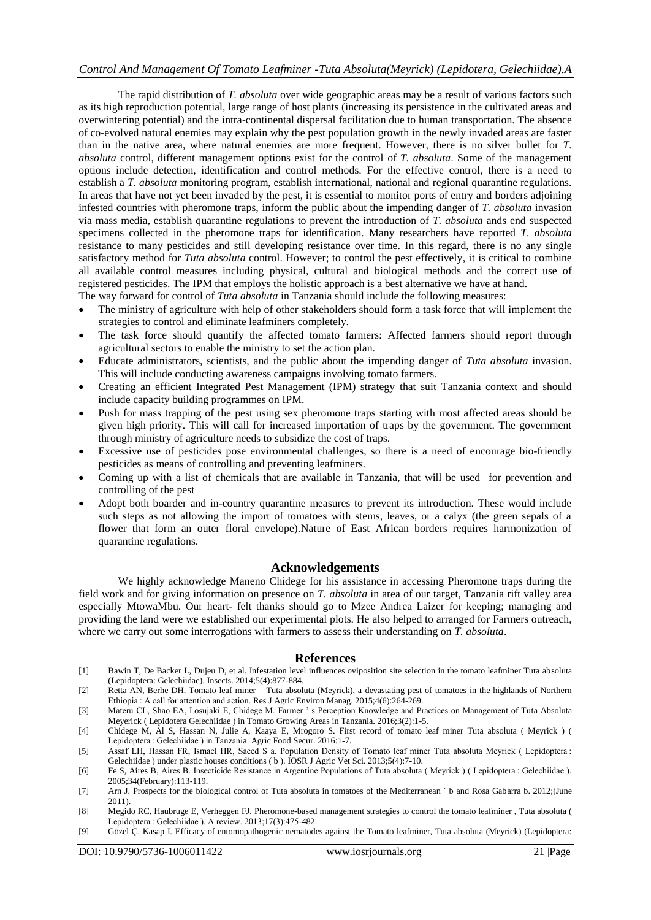The rapid distribution of *T. absoluta* over wide geographic areas may be a result of various factors such as its high reproduction potential, large range of host plants (increasing its persistence in the cultivated areas and overwintering potential) and the intra-continental dispersal facilitation due to human transportation. The absence of co-evolved natural enemies may explain why the pest population growth in the newly invaded areas are faster than in the native area, where natural enemies are more frequent. However, there is no silver bullet for *T. absoluta* control, different management options exist for the control of *T. absoluta*. Some of the management options include detection, identification and control methods. For the effective control, there is a need to establish a *T. absoluta* monitoring program, establish international, national and regional quarantine regulations. In areas that have not yet been invaded by the pest, it is essential to monitor ports of entry and borders adjoining infested countries with pheromone traps, inform the public about the impending danger of *T. absoluta* invasion via mass media, establish quarantine regulations to prevent the introduction of *T. absoluta* ands end suspected specimens collected in the pheromone traps for identification. Many researchers have reported *T. absoluta* resistance to many pesticides and still developing resistance over time. In this regard, there is no any single satisfactory method for *Tuta absoluta* control. However; to control the pest effectively, it is critical to combine all available control measures including physical, cultural and biological methods and the correct use of registered pesticides. The IPM that employs the holistic approach is a best alternative we have at hand.

The way forward for control of *Tuta absoluta* in Tanzania should include the following measures:

- The ministry of agriculture with help of other stakeholders should form a task force that will implement the strategies to control and eliminate leafminers completely.
- The task force should quantify the affected tomato farmers: Affected farmers should report through agricultural sectors to enable the ministry to set the action plan.
- Educate administrators, scientists, and the public about the impending danger of *Tuta absoluta* invasion. This will include conducting awareness campaigns involving tomato farmers.
- Creating an efficient Integrated Pest Management (IPM) strategy that suit Tanzania context and should include capacity building programmes on IPM.
- Push for mass trapping of the pest using sex pheromone traps starting with most affected areas should be given high priority. This will call for increased importation of traps by the government. The government through ministry of agriculture needs to subsidize the cost of traps.
- Excessive use of pesticides pose environmental challenges, so there is a need of encourage bio-friendly pesticides as means of controlling and preventing leafminers.
- Coming up with a list of chemicals that are available in Tanzania, that will be used for prevention and controlling of the pest
- Adopt both boarder and in-country quarantine measures to prevent its introduction. These would include such steps as not allowing the import of tomatoes with stems, leaves, or a calyx (the green sepals of a flower that form an outer floral envelope).Nature of East African borders requires harmonization of quarantine regulations.

## Acknowledgements

We highly acknowledge Maneno Chidege for his assistance in accessing Pheromone traps during the field work and for giving information on presence on *T. absoluta* in area of our target, Tanzania rift valley area especially MtowaMbu. Our heart- felt thanks should go to Mzee Andrea Laizer for keeping; managing and providing the land were we established our experimental plots. He also helped to arranged for Farmers outreach, where we carry out some interrogations with farmers to assess their understanding on *T. absoluta*.

## References

[1] Bawin T, De Backer L, Dujeu D, et al. Infestation level influences oviposition site selection in the tomato leafminer Tuta absoluta (Lepidoptera: Gelechiidae). Insects. 2014;5(4):877-884.

[2] Retta AN, Berhe DH. Tomato leaf miner – Tuta absoluta (Meyrick), a devastating pest of tomatoes in the highlands of Northern Ethiopia : A call for attention and action. Res J Agric Environ Manag. 2015;4(6):264-269.

[3] Materu CL, Shao EA, Losujaki E, Chidege M. Farmer ' s Perception Knowledge and Practices on Management of Tuta Absoluta Meyerick ( Lepidotera Gelechiidae ) in Tomato Growing Areas in Tanzania. 2016;3(2):1-5.

[4] Chidege M, Al S, Hassan N, Julie A, Kaaya E, Mrogoro S. First record of tomato leaf miner Tuta absoluta ( Meyrick ) ( Lepidoptera : Gelechiidae ) in Tanzania. Agric Food Secur. 2016:1-7.

[5] Assaf LH, Hassan FR, Ismael HR, Saeed S a. Population Density of Tomato leaf miner Tuta absoluta Meyrick ( Lepidoptera : Gelechiidae ) under plastic houses conditions ( b ). IOSR J Agric Vet Sci. 2013;5(4):7-10.

[6] Fe S, Aires B, Aires B. Insecticide Resistance in Argentine Populations of Tuta absoluta ( Meyrick ) ( Lepidoptera : Gelechiidae ). 2005;34(February):113-119.

[7] Arn J. Prospects for the biological control of Tuta absoluta in tomatoes of the Mediterranean ´ b and Rosa Gabarra b. 2012;(June 2011).

[8] Megido RC, Haubruge E, Verheggen FJ. Pheromone-based management strategies to control the tomato leafminer , Tuta absoluta ( Lepidoptera : Gelechiidae ). A review. 2013;17(3):475-482.

[9] Gözel Ç, Kasap I. Efficacy of entomopathogenic nematodes against the Tomato leafminer, Tuta absoluta (Meyrick) (Lepidoptera: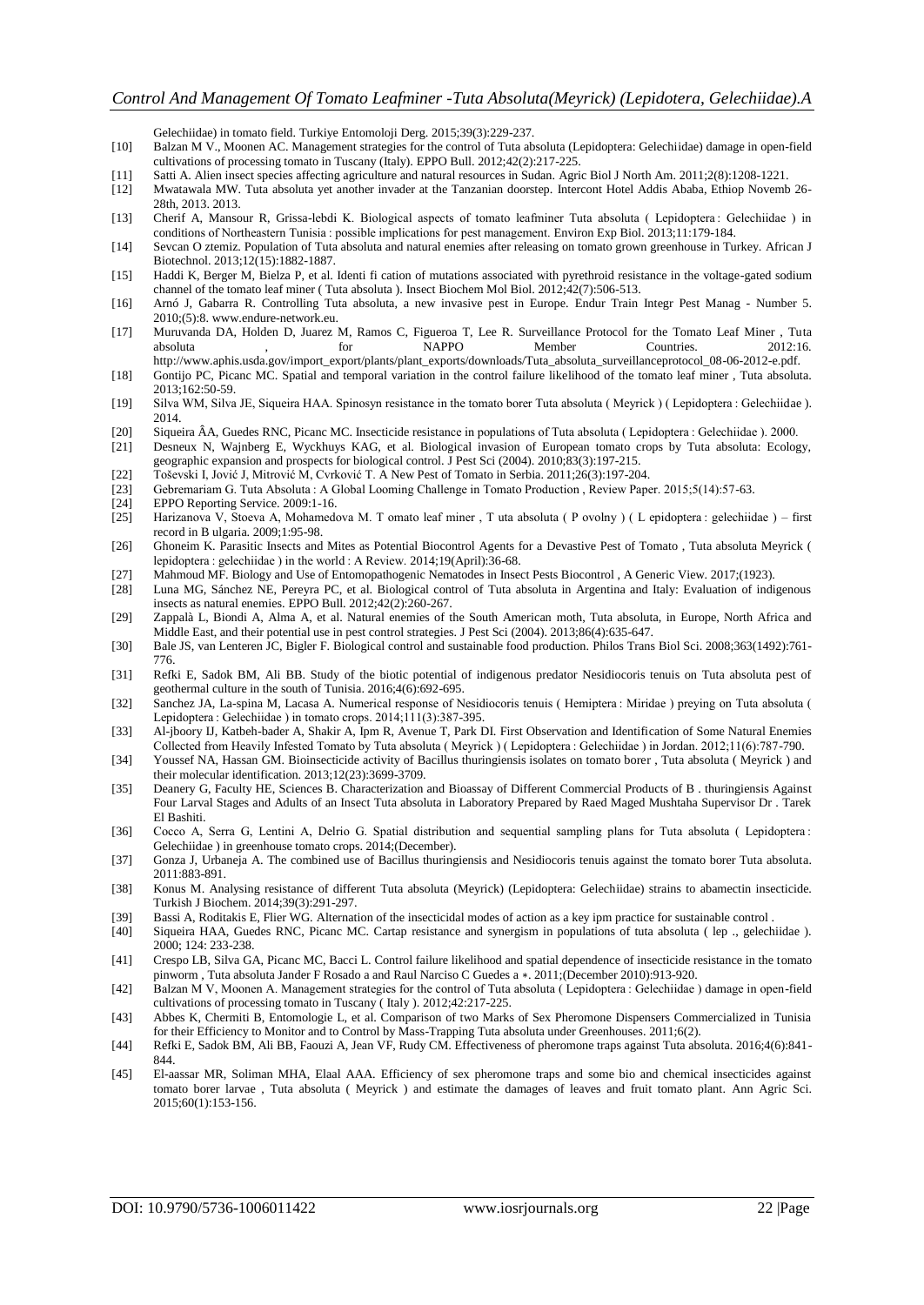Gelechiidae) in tomato field. Turkiye Entomoloji Derg. 2015;39(3):229-237.

[10] Balzan M V., Moonen AC. Management strategies for the control of Tuta absoluta (Lepidoptera: Gelechiidae) damage in open-field cultivations of processing tomato in Tuscany (Italy). EPPO Bull. 2012;42(2):217-225.

[11] Satti A. Alien insect species affecting agriculture and natural resources in Sudan. Agric Biol J North Am. 2011;2(8):1208-1221.

[12] Mwatawala MW. Tuta absoluta yet another invader at the Tanzanian doorstep. Intercont Hotel Addis Ababa, Ethiop Novemb 26-28th, 2013. 2013.

[13] Cherif A, Mansour R, Grissa-lebdi K. Biological aspects of tomato leafminer Tuta absoluta ( Lepidoptera : Gelechiidae ) in conditions of Northeastern Tunisia : possible implications for pest management. Environ Exp Biol. 2013;11:179-184.

[14] Sevcan O ztemiz. Population of Tuta absoluta and natural enemies after releasing on tomato grown greenhouse in Turkey. African J Biotechnol. 2013;12(15):1882-1887.

[15] Haddi K, Berger M, Bielza P, et al. Identi fi cation of mutations associated with pyrethroid resistance in the voltage-gated sodium channel of the tomato leaf miner ( Tuta absoluta ). Insect Biochem Mol Biol. 2012;42(7):506-513.

[16] Arnó J, Gabarra R. Controlling Tuta absoluta, a new invasive pest in Europe. Endur Train Integr Pest Manag - Number 5. 2010;(5):8. www.endure-network.eu.

[17] Muruvanda DA, Holden D, Juarez M, Ramos C, Figueroa T, Lee R. Surveillance Protocol for the Tomato Leaf Miner , Tuta absoluta , for NAPPO Member Countries. 2012:16. http://www.aphis.usda.gov/import_export/plants/plant_exports/downloads/Tuta_absoluta_surveillanceprotocol_08-06-2012-e.pdf.

[18] Gontijo PC, Picanc MC. Spatial and temporal variation in the control failure likelihood of the tomato leaf miner , Tuta absoluta. 2013;162:50-59.

[19] Silva WM, Silva JE, Siqueira HAA. Spinosyn resistance in the tomato borer Tuta absoluta ( Meyrick ) ( Lepidoptera : Gelechiidae ). 2014.

[20] Siqueira ÂA, Guedes RNC, Picanc MC. Insecticide resistance in populations of Tuta absoluta ( Lepidoptera : Gelechiidae ). 2000.

[21] Desneux N, Wajnberg E, Wyckhuys KAG, et al. Biological invasion of European tomato crops by Tuta absoluta: Ecology, geographic expansion and prospects for biological control. J Pest Sci (2004). 2010;83(3):197-215.

[22] Toševski I, Jović J, Mitrović M, Cvrković T. A New Pest of Tomato in Serbia. 2011;26(3):197-204.

[23] Gebremariam G. Tuta Absoluta : A Global Looming Challenge in Tomato Production , Review Paper. 2015;5(14):57-63.

[24] EPPO Reporting Service. 2009:1-16.

[25] Harizanova V, Stoeva A, Mohamedova M. T omato leaf miner , T uta absoluta ( P ovolny ) ( L epidoptera : gelechiidae ) – first record in B ulgaria. 2009;1:95-98.

[26] Ghoneim K. Parasitic Insects and Mites as Potential Biocontrol Agents for a Devastive Pest of Tomato , Tuta absoluta Meyrick ( lepidoptera : gelechiidae ) in the world : A Review. 2014;19(April):36-68.

[27] Mahmoud MF. Biology and Use of Entomopathogenic Nematodes in Insect Pests Biocontrol , A Generic View. 2017;(1923).

[28] Luna MG, Sánchez NE, Pereyra PC, et al. Biological control of Tuta absoluta in Argentina and Italy: Evaluation of indigenous insects as natural enemies. EPPO Bull. 2012;42(2):260-267.

[29] Zappalà L, Biondi A, Alma A, et al. Natural enemies of the South American moth, Tuta absoluta, in Europe, North Africa and Middle East, and their potential use in pest control strategies. J Pest Sci (2004). 2013;86(4):635-647.

[30] Bale JS, van Lenteren JC, Bigler F. Biological control and sustainable food production. Philos Trans Biol Sci. 2008;363(1492):761-776.

[31] Refki E, Sadok BM, Ali BB. Study of the biotic potential of indigenous predator Nesidiocoris tenuis on Tuta absoluta pest of geothermal culture in the south of Tunisia. 2016;4(6):692-695.

[32] Sanchez JA, La-spina M, Lacasa A. Numerical response of Nesidiocoris tenuis ( Hemiptera : Miridae ) preying on Tuta absoluta ( Lepidoptera : Gelechiidae ) in tomato crops. 2014;111(3):387-395.

[33] Al-jboory IJ, Katbeh-bader A, Shakir A, Ipm R, Avenue T, Park DI. First Observation and Identification of Some Natural Enemies Collected from Heavily Infested Tomato by Tuta absoluta ( Meyrick ) ( Lepidoptera : Gelechiidae ) in Jordan. 2012;11(6):787-790.

[34] Youssef NA, Hassan GM. Bioinsecticide activity of Bacillus thuringiensis isolates on tomato borer , Tuta absoluta ( Meyrick ) and their molecular identification. 2013;12(23):3699-3709.

[35] Deanery G, Faculty HE, Sciences B. Characterization and Bioassay of Different Commercial Products of B . thuringiensis Against Four Larval Stages and Adults of an Insect Tuta absoluta in Laboratory Prepared by Raed Maged Mushtaha Supervisor Dr . Tarek El Bashiti.

[36] Cocco A, Serra G, Lentini A, Delrio G. Spatial distribution and sequential sampling plans for Tuta absoluta ( Lepidoptera : Gelechiidae ) in greenhouse tomato crops. 2014;(December).

[37] Gonza J, Urbaneja A. The combined use of Bacillus thuringiensis and Nesidiocoris tenuis against the tomato borer Tuta absoluta. 2011:883-891.

[38] Konus M. Analysing resistance of different Tuta absoluta (Meyrick) (Lepidoptera: Gelechiidae) strains to abamectin insecticide. Turkish J Biochem. 2014;39(3):291-297.

[39] Bassi A, Roditakis E, Flier WG. Alternation of the insecticidal modes of action as a key ipm practice for sustainable control .

[40] Siqueira HAA, Guedes RNC, Picanc MC. Cartap resistance and synergism in populations of tuta absoluta ( lep ., gelechiidae ). 2000; 124: 233-238.

[41] Crespo LB, Silva GA, Picanc MC, Bacci L. Control failure likelihood and spatial dependence of insecticide resistance in the tomato pinworm , Tuta absoluta Jander F Rosado a and Raul Narciso C Guedes a ∗. 2011;(December 2010):913-920.

[42] Balzan M V, Moonen A. Management strategies for the control of Tuta absoluta ( Lepidoptera : Gelechiidae ) damage in open-field cultivations of processing tomato in Tuscany ( Italy ). 2012;42:217-225.

[43] Abbes K, Chermiti B, Entomologie L, et al. Comparison of two Marks of Sex Pheromone Dispensers Commercialized in Tunisia for their Efficiency to Monitor and to Control by Mass-Trapping Tuta absoluta under Greenhouses. 2011;6(2).

[44] Refki E, Sadok BM, Ali BB, Faouzi A, Jean VF, Rudy CM. Effectiveness of pheromone traps against Tuta absoluta. 2016;4(6):841-844.

[45] El-aassar MR, Soliman MHA, Elaal AAA. Efficiency of sex pheromone traps and some bio and chemical insecticides against tomato borer larvae , Tuta absoluta ( Meyrick ) and estimate the damages of leaves and fruit tomato plant. Ann Agric Sci. 2015;60(1):153-156.